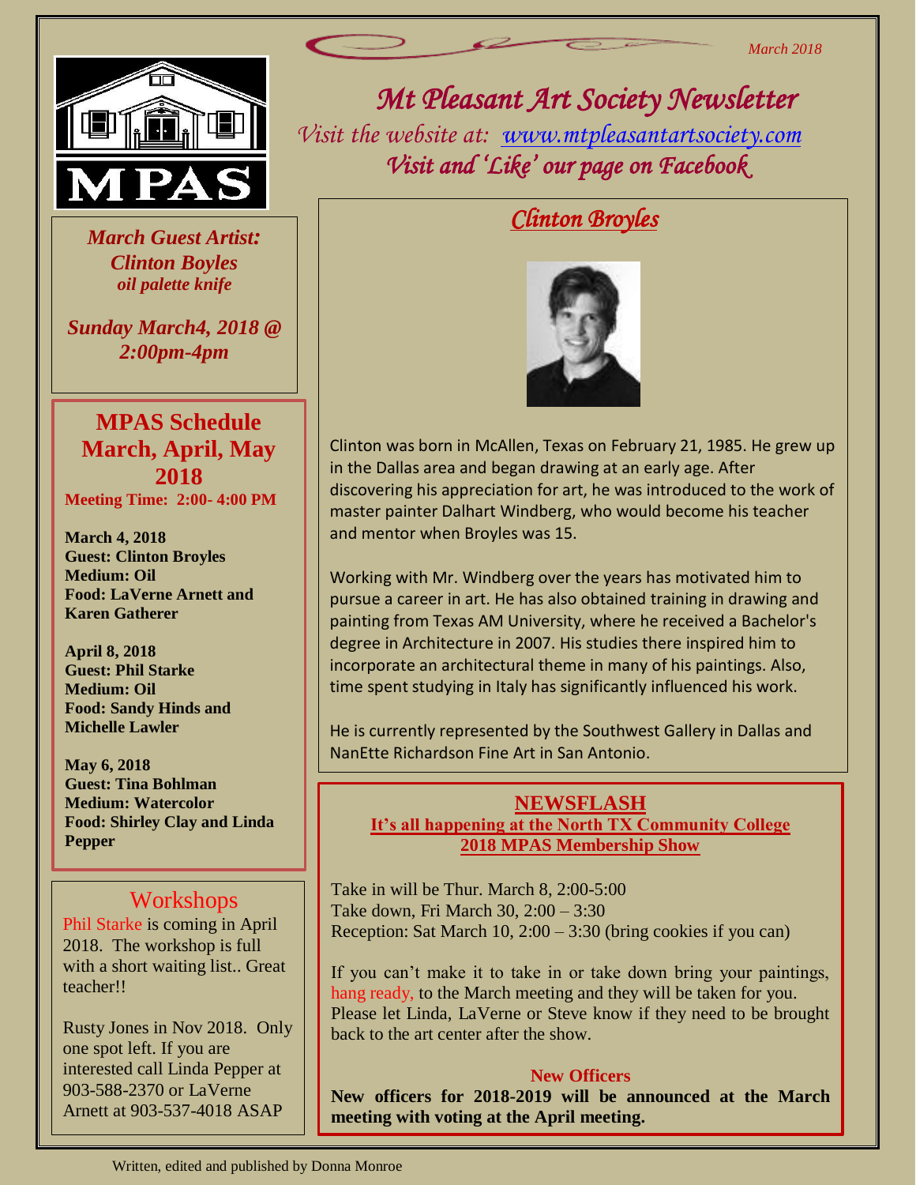*March 2018*

MPAS

# *Mt Pleasant Art Society Newsletter*

*Visit the website at: www.mtpleasantartsociety.com*

*Visit and 'Like' our page on Facebook*

***March Guest Artist:***
***Clinton Boyles***
***oil palette knife***

***Sunday March4, 2018 @ 2:00pm-4pm***

## MPAS Schedule March, April, May 2018

**Meeting Time: 2:00- 4:00 PM**

**March 4, 2018**
**Guest: Clinton Broyles**
**Medium: Oil**
**Food: LaVerne Arnett and Karen Gatherer**

**April 8, 2018**
**Guest: Phil Starke**
**Medium: Oil**
**Food: Sandy Hinds and Michelle Lawler**

**May 6, 2018**
**Guest: Tina Bohlman**
**Medium: Watercolor**
**Food: Shirley Clay and Linda Pepper**

## Workshops

Phil Starke is coming in April 2018. The workshop is full with a short waiting list.. Great teacher!!

Rusty Jones in Nov 2018. Only one spot left. If you are interested call Linda Pepper at 903-588-2370 or LaVerne Arnett at 903-537-4018 ASAP

## *Clinton Broyles*

Clinton was born in McAllen, Texas on February 21, 1985. He grew up in the Dallas area and began drawing at an early age. After discovering his appreciation for art, he was introduced to the work of master painter Dalhart Windberg, who would become his teacher and mentor when Broyles was 15.

Working with Mr. Windberg over the years has motivated him to pursue a career in art. He has also obtained training in drawing and painting from Texas AM University, where he received a Bachelor's degree in Architecture in 2007. His studies there inspired him to incorporate an architectural theme in many of his paintings. Also, time spent studying in Italy has significantly influenced his work.

He is currently represented by the Southwest Gallery in Dallas and NanEtte Richardson Fine Art in San Antonio.

## NEWSFLASH

**It's all happening at the North TX Community College**
**2018 MPAS Membership Show**

Take in will be Thur. March 8, 2:00-5:00
Take down, Fri March 30, 2:00 – 3:30
Reception: Sat March 10, 2:00 – 3:30 (bring cookies if you can)

If you can't make it to take in or take down bring your paintings, hang ready, to the March meeting and they will be taken for you. Please let Linda, LaVerne or Steve know if they need to be brought back to the art center after the show.

### New Officers

**New officers for 2018-2019 will be announced at the March meeting with voting at the April meeting.**

Written, edited and published by Donna Monroe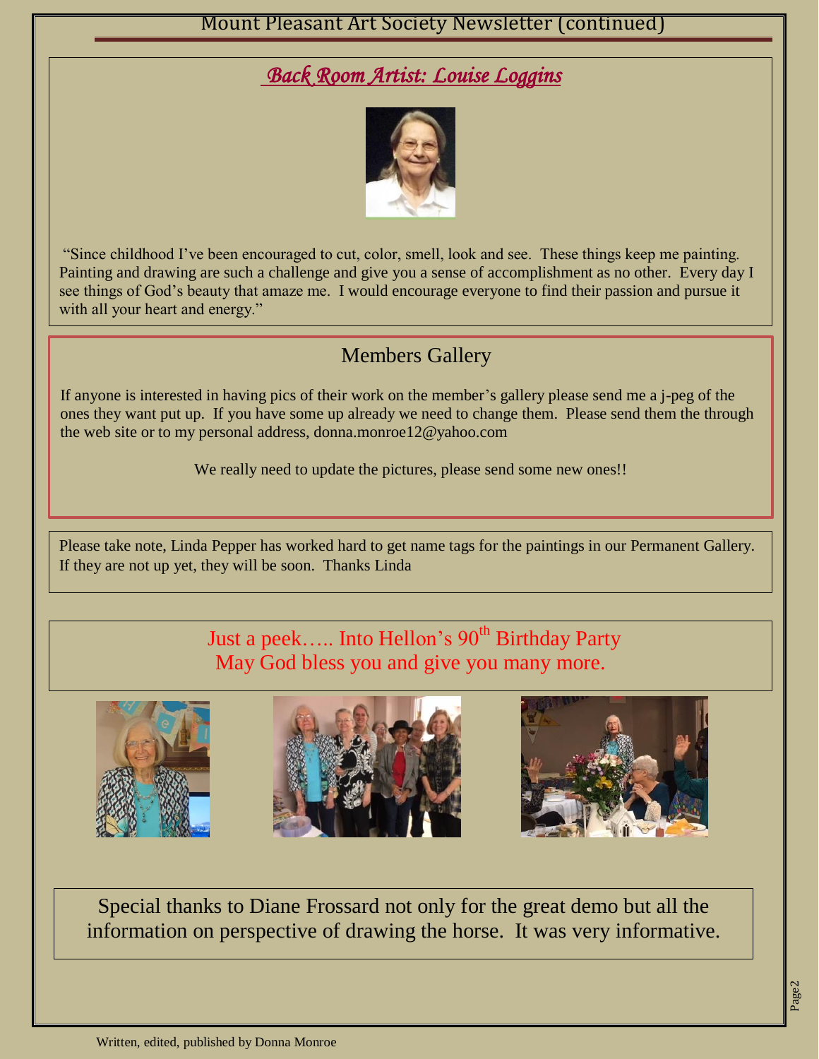## *Back Room Artist: Louise Loggins*

"Since childhood I've been encouraged to cut, color, smell, look and see. These things keep me painting. Painting and drawing are such a challenge and give you a sense of accomplishment as no other. Every day I see things of God's beauty that amaze me. I would encourage everyone to find their passion and pursue it with all your heart and energy."

## Members Gallery

If anyone is interested in having pics of their work on the member's gallery please send me a j-peg of the ones they want put up. If you have some up already we need to change them. Please send them the through the web site or to my personal address, donna.monroe12@yahoo.com

We really need to update the pictures, please send some new ones!!

Please take note, Linda Pepper has worked hard to get name tags for the paintings in our Permanent Gallery. If they are not up yet, they will be soon. Thanks Linda

Just a peek….. Into Hellon's 90th Birthday Party
May God bless you and give you many more.

Special thanks to Diane Frossard not only for the great demo but all the information on perspective of drawing the horse. It was very informative.

Written, edited, published by Donna Monroe